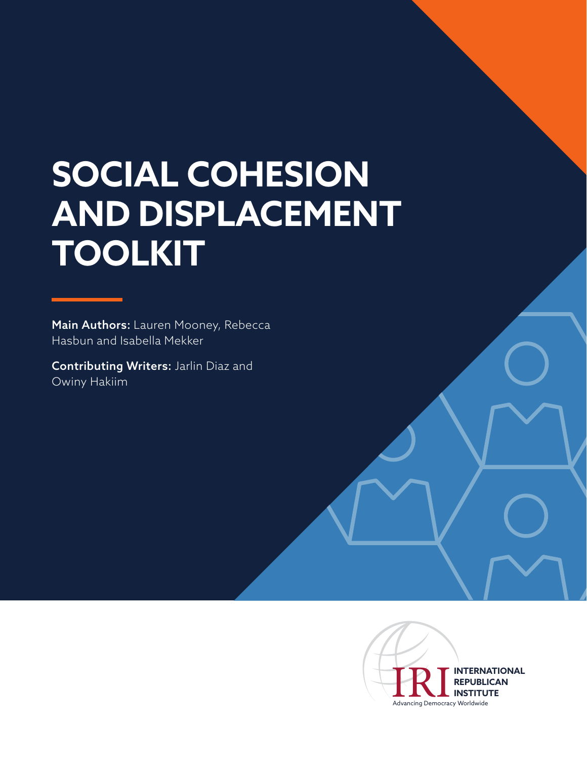# SOCIAL COHESION AND DISPLACEMENT TOOLKIT

**Main Authors:** Lauren Mooney, Rebecca Hasbun and Isabella Mekker

**Contributing Writers:** Jarlin Diaz and Owiny Hakiim

IRI INTERNATIONAL REPUBLICAN INSTITUTE

Advancing Democracy Worldwide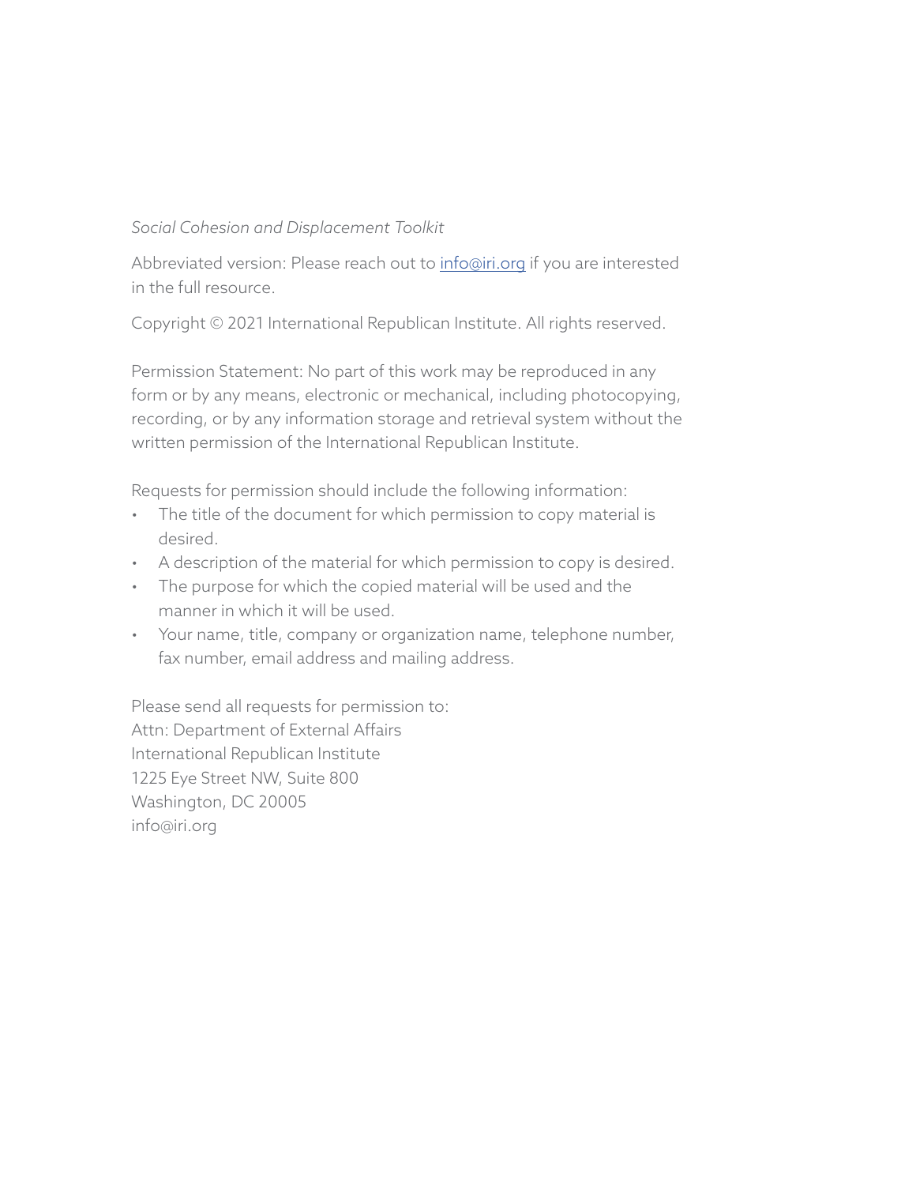*Social Cohesion and Displacement Toolkit*

Abbreviated version: Please reach out to [info@iri.org](mailto:info@iri.org) if you are interested in the full resource.

Copyright © 2021 International Republican Institute. All rights reserved.

Permission Statement: No part of this work may be reproduced in any form or by any means, electronic or mechanical, including photocopying, recording, or by any information storage and retrieval system without the written permission of the International Republican Institute.

Requests for permission should include the following information:

- The title of the document for which permission to copy material is desired.
- A description of the material for which permission to copy is desired.
- The purpose for which the copied material will be used and the manner in which it will be used.
- Your name, title, company or organization name, telephone number, fax number, email address and mailing address.

Please send all requests for permission to:
Attn: Department of External Affairs
International Republican Institute
1225 Eye Street NW, Suite 800
Washington, DC 20005
info@iri.org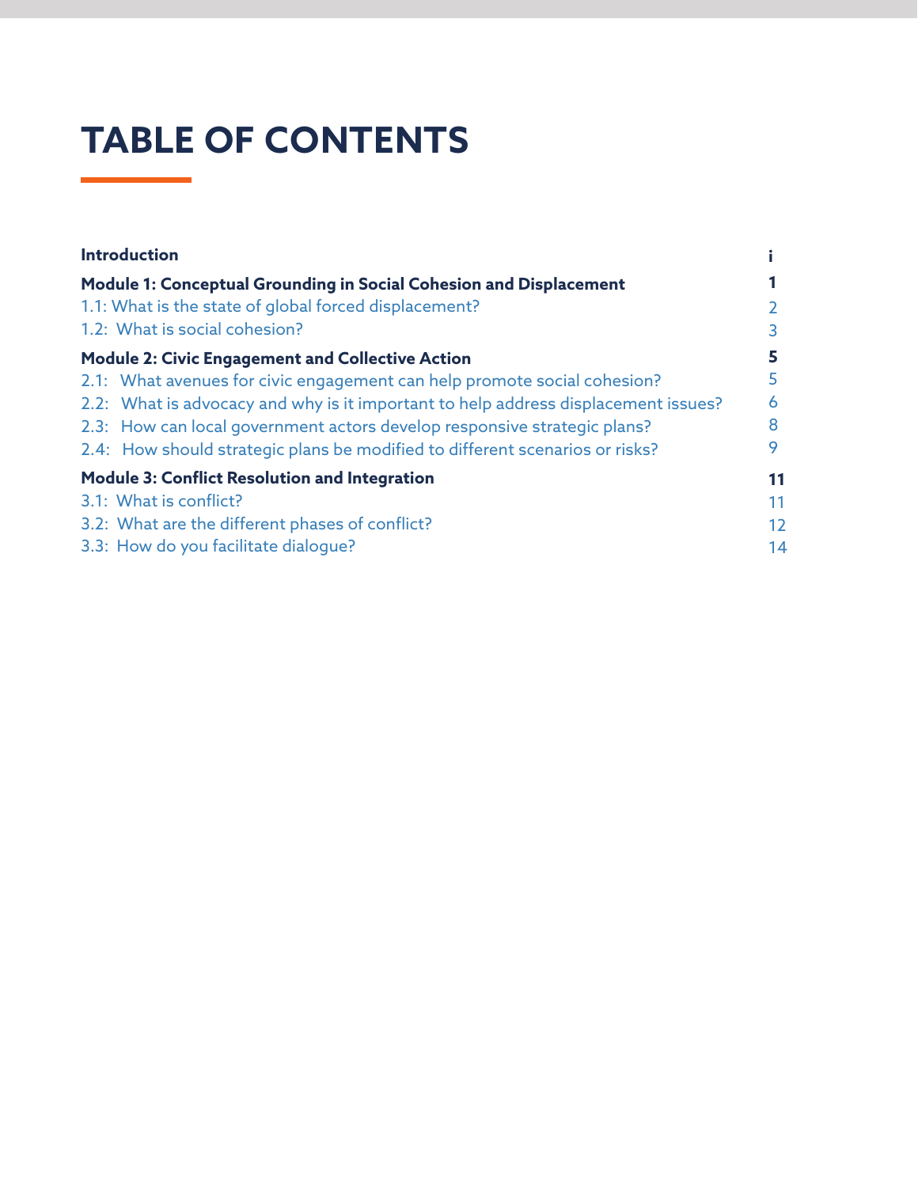# TABLE OF CONTENTS

| | |
|---|---|
| **Introduction** | **i** |
| **Module 1: Conceptual Grounding in Social Cohesion and Displacement** | **1** |
| 1.1: What is the state of global forced displacement? | 2 |
| 1.2: What is social cohesion? | 3 |
| **Module 2: Civic Engagement and Collective Action** | **5** |
| 2.1: What avenues for civic engagement can help promote social cohesion? | 5 |
| 2.2: What is advocacy and why is it important to help address displacement issues? | 6 |
| 2.3: How can local government actors develop responsive strategic plans? | 8 |
| 2.4: How should strategic plans be modified to different scenarios or risks? | 9 |
| **Module 3: Conflict Resolution and Integration** | **11** |
| 3.1: What is conflict? | 11 |
| 3.2: What are the different phases of conflict? | 12 |
| 3.3: How do you facilitate dialogue? | 14 |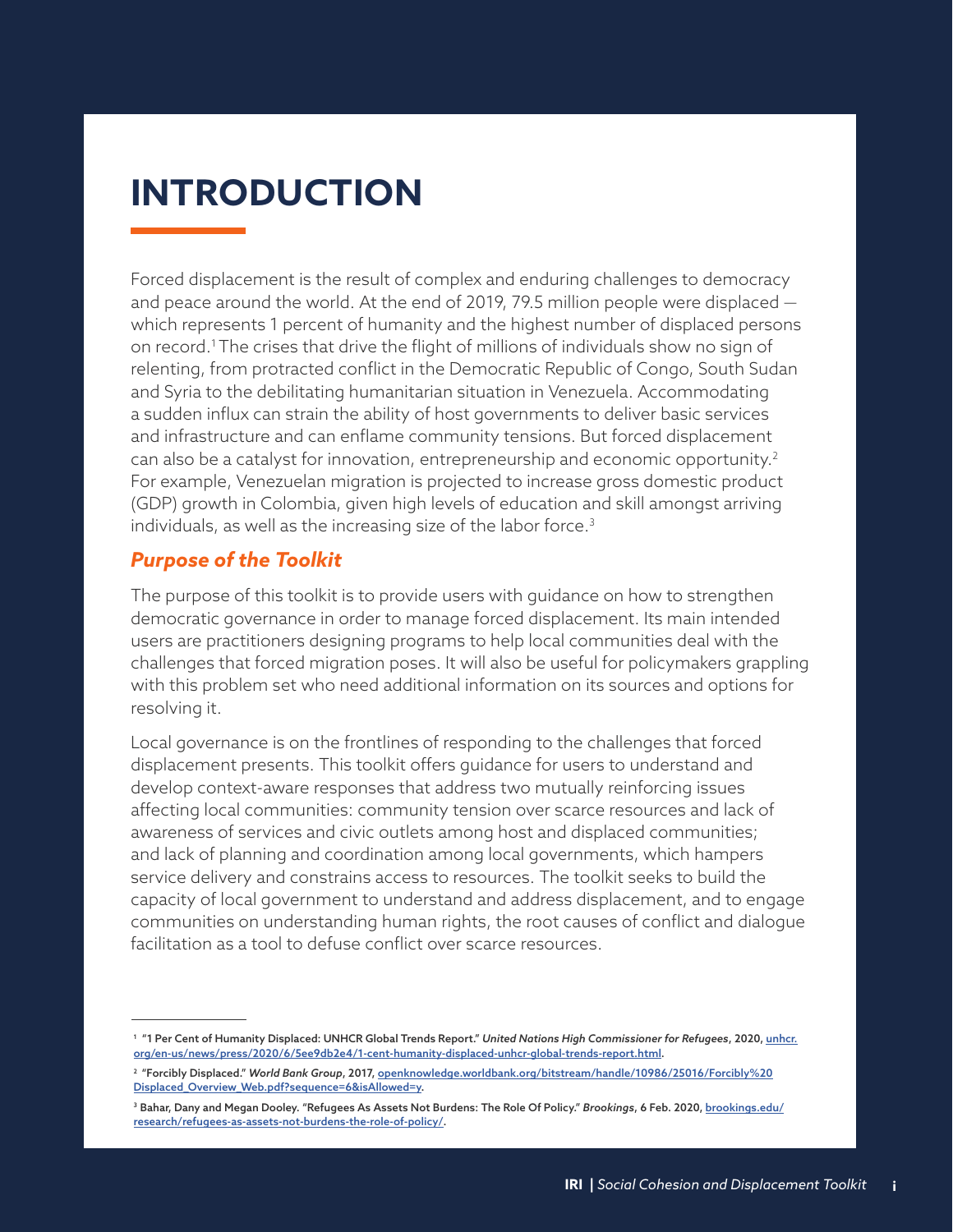# INTRODUCTION

Forced displacement is the result of complex and enduring challenges to democracy and peace around the world. At the end of 2019, 79.5 million people were displaced — which represents 1 percent of humanity and the highest number of displaced persons on record.[1] The crises that drive the flight of millions of individuals show no sign of relenting, from protracted conflict in the Democratic Republic of Congo, South Sudan and Syria to the debilitating humanitarian situation in Venezuela. Accommodating a sudden influx can strain the ability of host governments to deliver basic services and infrastructure and can enflame community tensions. But forced displacement can also be a catalyst for innovation, entrepreneurship and economic opportunity.[2] For example, Venezuelan migration is projected to increase gross domestic product (GDP) growth in Colombia, given high levels of education and skill amongst arriving individuals, as well as the increasing size of the labor force.[3]

## *Purpose of the Toolkit*

The purpose of this toolkit is to provide users with guidance on how to strengthen democratic governance in order to manage forced displacement. Its main intended users are practitioners designing programs to help local communities deal with the challenges that forced migration poses. It will also be useful for policymakers grappling with this problem set who need additional information on its sources and options for resolving it.

Local governance is on the frontlines of responding to the challenges that forced displacement presents. This toolkit offers guidance for users to understand and develop context-aware responses that address two mutually reinforcing issues affecting local communities: community tension over scarce resources and lack of awareness of services and civic outlets among host and displaced communities; and lack of planning and coordination among local governments, which hampers service delivery and constrains access to resources. The toolkit seeks to build the capacity of local government to understand and address displacement, and to engage communities on understanding human rights, the root causes of conflict and dialogue facilitation as a tool to defuse conflict over scarce resources.

---

[1] "1 Per Cent of Humanity Displaced: UNHCR Global Trends Report." *United Nations High Commissioner for Refugees*, 2020, unhcr.org/en-us/news/press/2020/6/5ee9db2e4/1-cent-humanity-displaced-unhcr-global-trends-report.html.

[2] "Forcibly Displaced." *World Bank Group*, 2017, openknowledge.worldbank.org/bitstream/handle/10986/25016/Forcibly%20Displaced_Overview_Web.pdf?sequence=6&isAllowed=y.

[3] Bahar, Dany and Megan Dooley. "Refugees As Assets Not Burdens: The Role Of Policy." *Brookings*, 6 Feb. 2020, brookings.edu/research/refugees-as-assets-not-burdens-the-role-of-policy/.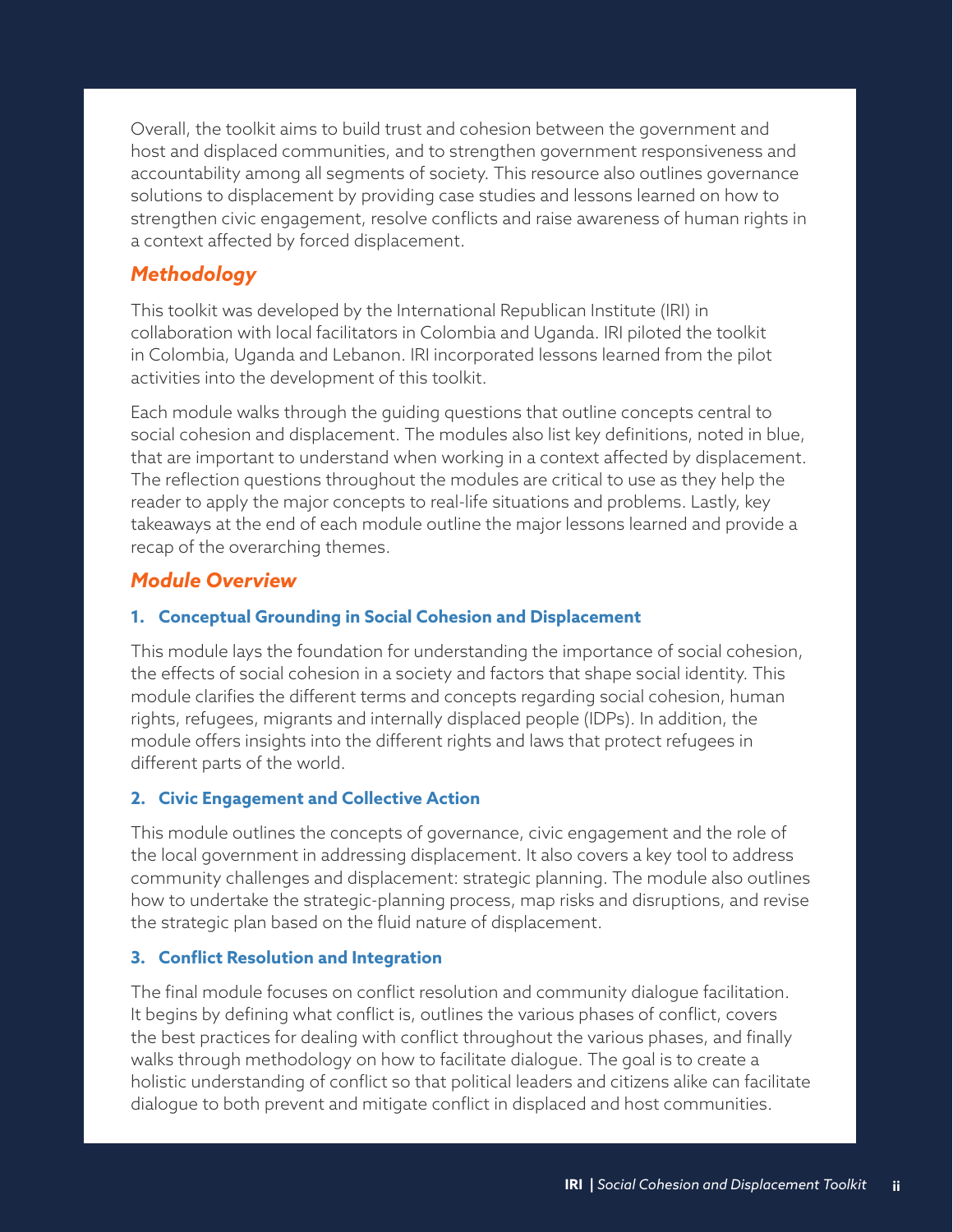Overall, the toolkit aims to build trust and cohesion between the government and host and displaced communities, and to strengthen government responsiveness and accountability among all segments of society. This resource also outlines governance solutions to displacement by providing case studies and lessons learned on how to strengthen civic engagement, resolve conflicts and raise awareness of human rights in a context affected by forced displacement.

## *Methodology*

This toolkit was developed by the International Republican Institute (IRI) in collaboration with local facilitators in Colombia and Uganda. IRI piloted the toolkit in Colombia, Uganda and Lebanon. IRI incorporated lessons learned from the pilot activities into the development of this toolkit.

Each module walks through the guiding questions that outline concepts central to social cohesion and displacement. The modules also list key definitions, noted in blue, that are important to understand when working in a context affected by displacement. The reflection questions throughout the modules are critical to use as they help the reader to apply the major concepts to real-life situations and problems. Lastly, key takeaways at the end of each module outline the major lessons learned and provide a recap of the overarching themes.

## *Module Overview*

### 1. Conceptual Grounding in Social Cohesion and Displacement

This module lays the foundation for understanding the importance of social cohesion, the effects of social cohesion in a society and factors that shape social identity. This module clarifies the different terms and concepts regarding social cohesion, human rights, refugees, migrants and internally displaced people (IDPs). In addition, the module offers insights into the different rights and laws that protect refugees in different parts of the world.

### 2. Civic Engagement and Collective Action

This module outlines the concepts of governance, civic engagement and the role of the local government in addressing displacement. It also covers a key tool to address community challenges and displacement: strategic planning. The module also outlines how to undertake the strategic-planning process, map risks and disruptions, and revise the strategic plan based on the fluid nature of displacement.

### 3. Conflict Resolution and Integration

The final module focuses on conflict resolution and community dialogue facilitation. It begins by defining what conflict is, outlines the various phases of conflict, covers the best practices for dealing with conflict throughout the various phases, and finally walks through methodology on how to facilitate dialogue. The goal is to create a holistic understanding of conflict so that political leaders and citizens alike can facilitate dialogue to both prevent and mitigate conflict in displaced and host communities.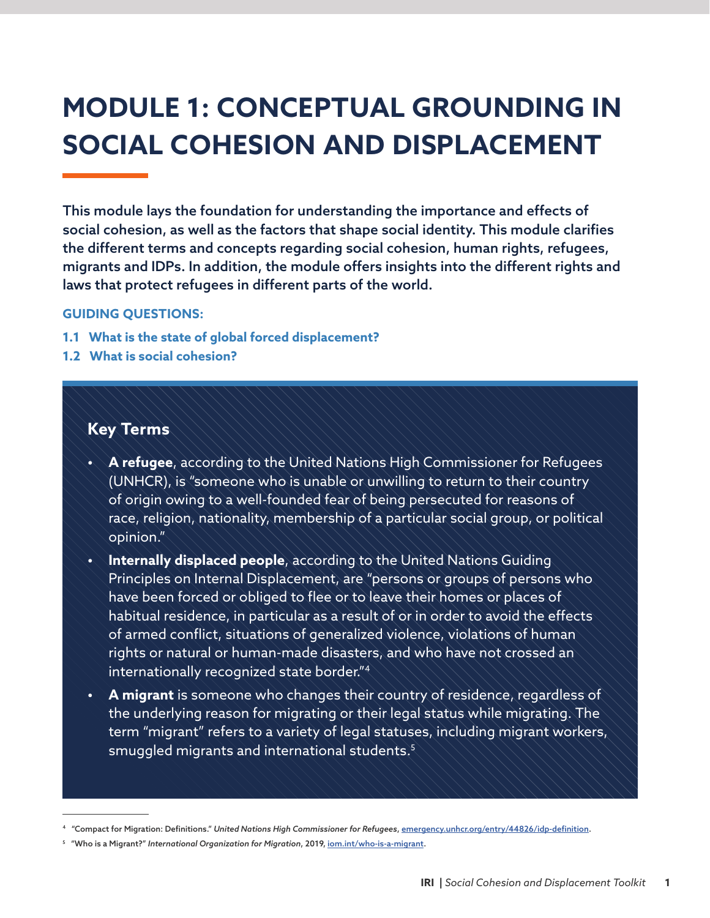# MODULE 1: CONCEPTUAL GROUNDING IN SOCIAL COHESION AND DISPLACEMENT

**This module lays the foundation for understanding the importance and effects of social cohesion, as well as the factors that shape social identity. This module clarifies the different terms and concepts regarding social cohesion, human rights, refugees, migrants and IDPs. In addition, the module offers insights into the different rights and laws that protect refugees in different parts of the world.**

**GUIDING QUESTIONS:**

**1.1 What is the state of global forced displacement?**

**1.2 What is social cohesion?**

## Key Terms

- **A refugee**, according to the United Nations High Commissioner for Refugees (UNHCR), is "someone who is unable or unwilling to return to their country of origin owing to a well-founded fear of being persecuted for reasons of race, religion, nationality, membership of a particular social group, or political opinion."
- **Internally displaced people**, according to the United Nations Guiding Principles on Internal Displacement, are "persons or groups of persons who have been forced or obliged to flee or to leave their homes or places of habitual residence, in particular as a result of or in order to avoid the effects of armed conflict, situations of generalized violence, violations of human rights or natural or human-made disasters, and who have not crossed an internationally recognized state border."[4]
- **A migrant** is someone who changes their country of residence, regardless of the underlying reason for migrating or their legal status while migrating. The term "migrant" refers to a variety of legal statuses, including migrant workers, smuggled migrants and international students.[5]

---

[4] "Compact for Migration: Definitions." *United Nations High Commissioner for Refugees*, emergency.unhcr.org/entry/44826/idp-definition.

[5] "Who is a Migrant?" *International Organization for Migration*, 2019, iom.int/who-is-a-migrant.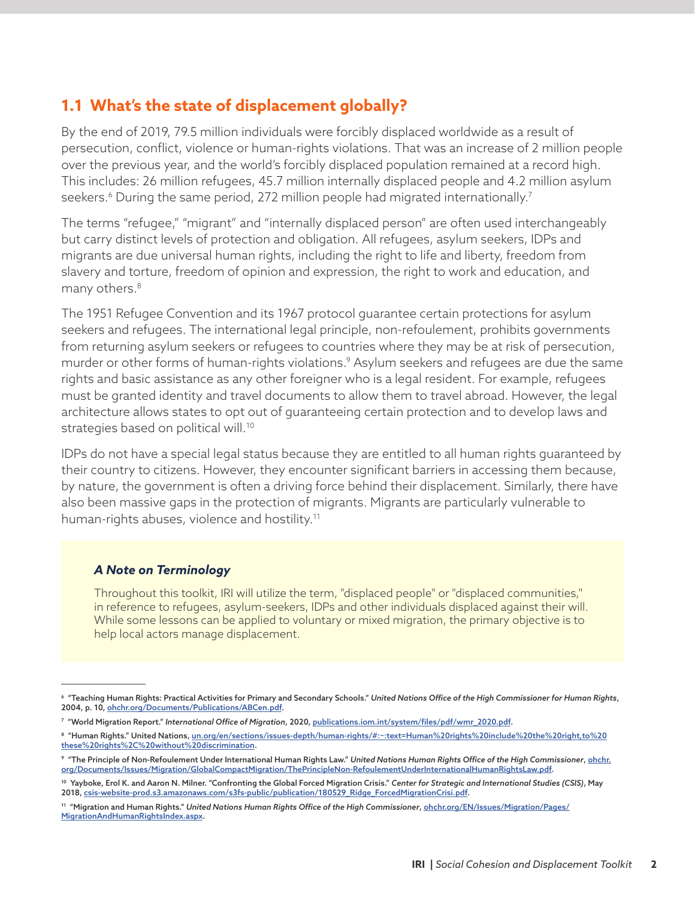## 1.1 What's the state of displacement globally?

By the end of 2019, 79.5 million individuals were forcibly displaced worldwide as a result of persecution, conflict, violence or human-rights violations. That was an increase of 2 million people over the previous year, and the world's forcibly displaced population remained at a record high. This includes: 26 million refugees, 45.7 million internally displaced people and 4.2 million asylum seekers.[6] During the same period, 272 million people had migrated internationally.[7]

The terms "refugee," "migrant" and "internally displaced person" are often used interchangeably but carry distinct levels of protection and obligation. All refugees, asylum seekers, IDPs and migrants are due universal human rights, including the right to life and liberty, freedom from slavery and torture, freedom of opinion and expression, the right to work and education, and many others.[8]

The 1951 Refugee Convention and its 1967 protocol guarantee certain protections for asylum seekers and refugees. The international legal principle, non-refoulement, prohibits governments from returning asylum seekers or refugees to countries where they may be at risk of persecution, murder or other forms of human-rights violations.[9] Asylum seekers and refugees are due the same rights and basic assistance as any other foreigner who is a legal resident. For example, refugees must be granted identity and travel documents to allow them to travel abroad. However, the legal architecture allows states to opt out of guaranteeing certain protection and to develop laws and strategies based on political will.[10]

IDPs do not have a special legal status because they are entitled to all human rights guaranteed by their country to citizens. However, they encounter significant barriers in accessing them because, by nature, the government is often a driving force behind their displacement. Similarly, there have also been massive gaps in the protection of migrants. Migrants are particularly vulnerable to human-rights abuses, violence and hostility.[11]

> ***A Note on Terminology***
>
> Throughout this toolkit, IRI will utilize the term, "displaced people" or "displaced communities," in reference to refugees, asylum-seekers, IDPs and other individuals displaced against their will. While some lessons can be applied to voluntary or mixed migration, the primary objective is to help local actors manage displacement.

---

[6] "Teaching Human Rights: Practical Activities for Primary and Secondary Schools." *United Nations Office of the High Commissioner for Human Rights*, 2004, p. 10, ohchr.org/Documents/Publications/ABCen.pdf.

[7] "World Migration Report." *International Office of Migration*, 2020, publications.iom.int/system/files/pdf/wmr_2020.pdf.

[8] "Human Rights." United Nations, un.org/en/sections/issues-depth/human-rights/#:~:text=Human%20rights%20include%20the%20right,to%20these%20rights%2C%20without%20discrimination.

[9] "The Principle of Non-Refoulement Under International Human Rights Law." *United Nations Human Rights Office of the High Commissioner*, ohchr.org/Documents/Issues/Migration/GlobalCompactMigration/ThePrincipleNon-RefoulementUnderInternationalHumanRightsLaw.pdf.

[10] Yayboke, Erol K. and Aaron N. Milner. "Confronting the Global Forced Migration Crisis." *Center for Strategic and International Studies (CSIS)*, May 2018, csis-website-prod.s3.amazonaws.com/s3fs-public/publication/180529_Ridge_ForcedMigrationCrisi.pdf.

[11] "Migration and Human Rights." *United Nations Human Rights Office of the High Commissioner*, ohchr.org/EN/Issues/Migration/Pages/MigrationAndHumanRightsIndex.aspx.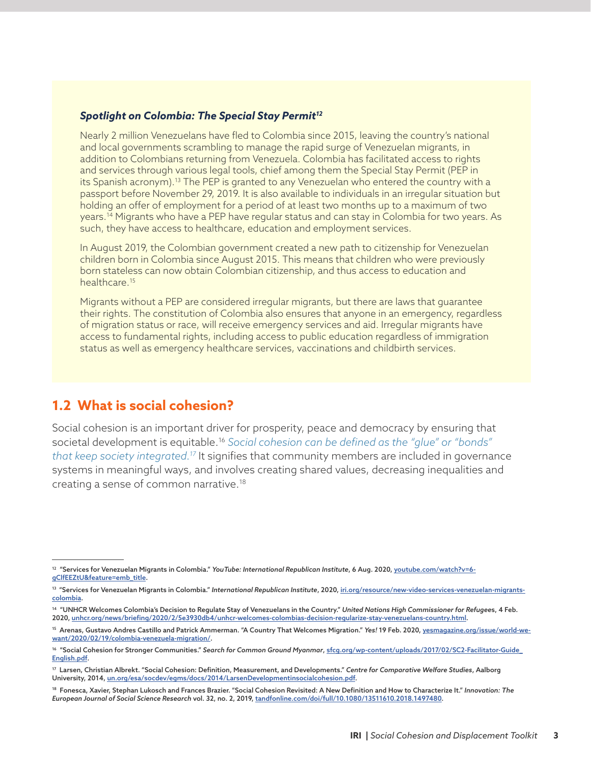### *Spotlight on Colombia: The Special Stay Permit*[12]

Nearly 2 million Venezuelans have fled to Colombia since 2015, leaving the country's national and local governments scrambling to manage the rapid surge of Venezuelan migrants, in addition to Colombians returning from Venezuela. Colombia has facilitated access to rights and services through various legal tools, chief among them the Special Stay Permit (PEP in its Spanish acronym).[13] The PEP is granted to any Venezuelan who entered the country with a passport before November 29, 2019. It is also available to individuals in an irregular situation but holding an offer of employment for a period of at least two months up to a maximum of two years.[14] Migrants who have a PEP have regular status and can stay in Colombia for two years. As such, they have access to healthcare, education and employment services.

In August 2019, the Colombian government created a new path to citizenship for Venezuelan children born in Colombia since August 2015. This means that children who were previously born stateless can now obtain Colombian citizenship, and thus access to education and healthcare.[15]

Migrants without a PEP are considered irregular migrants, but there are laws that guarantee their rights. The constitution of Colombia also ensures that anyone in an emergency, regardless of migration status or race, will receive emergency services and aid. Irregular migrants have access to fundamental rights, including access to public education regardless of immigration status as well as emergency healthcare services, vaccinations and childbirth services.

## 1.2 What is social cohesion?

Social cohesion is an important driver for prosperity, peace and democracy by ensuring that societal development is equitable.[16] *Social cohesion can be defined as the "glue" or "bonds" that keep society integrated.*[17] It signifies that community members are included in governance systems in meaningful ways, and involves creating shared values, decreasing inequalities and creating a sense of common narrative.[18]

---

[12] "Services for Venezuelan Migrants in Colombia." *YouTube: International Republican Institute*, 6 Aug. 2020, youtube.com/watch?v=6-gClfEEZtU&feature=emb_title.

[13] "Services for Venezuelan Migrants in Colombia." *International Republican Institute*, 2020, iri.org/resource/new-video-services-venezuelan-migrants-colombia.

[14] "UNHCR Welcomes Colombia's Decision to Regulate Stay of Venezuelans in the Country." *United Nations High Commissioner for Refugees*, 4 Feb. 2020, unhcr.org/news/briefing/2020/2/5e3930db4/unhcr-welcomes-colombias-decision-regularize-stay-venezuelans-country.html.

[15] Arenas, Gustavo Andres Castillo and Patrick Ammerman. "A Country That Welcomes Migration." *Yes!* 19 Feb. 2020, yesmagazine.org/issue/world-we-want/2020/02/19/colombia-venezuela-migration/.

[16] "Social Cohesion for Stronger Communities." *Search for Common Ground Myanmar*, sfcg.org/wp-content/uploads/2017/02/SC2-Facilitator-Guide_English.pdf.

[17] Larsen, Christian Albrekt. "Social Cohesion: Definition, Measurement, and Developments." *Centre for Comparative Welfare Studies*, Aalborg University, 2014, un.org/esa/socdev/egms/docs/2014/LarsenDevelopmentinsocialcohesion.pdf.

[18] Fonesca, Xavier, Stephan Lukosch and Frances Brazier. "Social Cohesion Revisited: A New Definition and How to Characterize It." *Innovation: The European Journal of Social Science Research* vol. 32, no. 2, 2019, tandfonline.com/doi/full/10.1080/13511610.2018.1497480.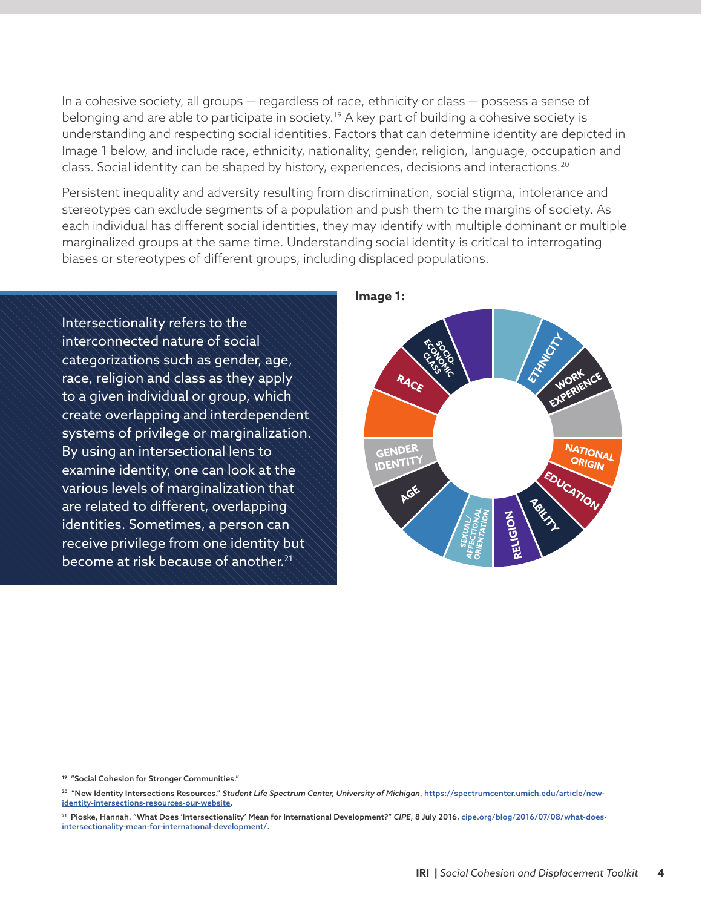In a cohesive society, all groups — regardless of race, ethnicity or class — possess a sense of belonging and are able to participate in society.[19] A key part of building a cohesive society is understanding and respecting social identities. Factors that can determine identity are depicted in Image 1 below, and include race, ethnicity, nationality, gender, religion, language, occupation and class. Social identity can be shaped by history, experiences, decisions and interactions.[20]

Persistent inequality and adversity resulting from discrimination, social stigma, intolerance and stereotypes can exclude segments of a population and push them to the margins of society. As each individual has different social identities, they may identify with multiple dominant or multiple marginalized groups at the same time. Understanding social identity is critical to interrogating biases or stereotypes of different groups, including displaced populations.

Intersectionality refers to the interconnected nature of social categorizations such as gender, age, race, religion and class as they apply to a given individual or group, which create overlapping and interdependent systems of privilege or marginalization. By using an intersectional lens to examine identity, one can look at the various levels of marginalization that are related to different, overlapping identities. Sometimes, a person can receive privilege from one identity but become at risk because of another.[21]

**Image 1:**

ETHNICITY, WORK EXPERIENCE, NATIONAL ORIGIN, EDUCATION, ABILITY, RELIGION, SEXUAL/AFFECTIONAL ORIENTATION, AGE, GENDER IDENTITY, RACE, SOCIO-ECONOMIC CLASS

---

[19] "Social Cohesion for Stronger Communities."

[20] "New Identity Intersections Resources." *Student Life Spectrum Center, University of Michigan*, https://spectrumcenter.umich.edu/article/new-identity-intersections-resources-our-website.

[21] Pioske, Hannah. "What Does 'Intersectionality' Mean for International Development?" *CIPE*, 8 July 2016, cipe.org/blog/2016/07/08/what-does-intersectionality-mean-for-international-development/.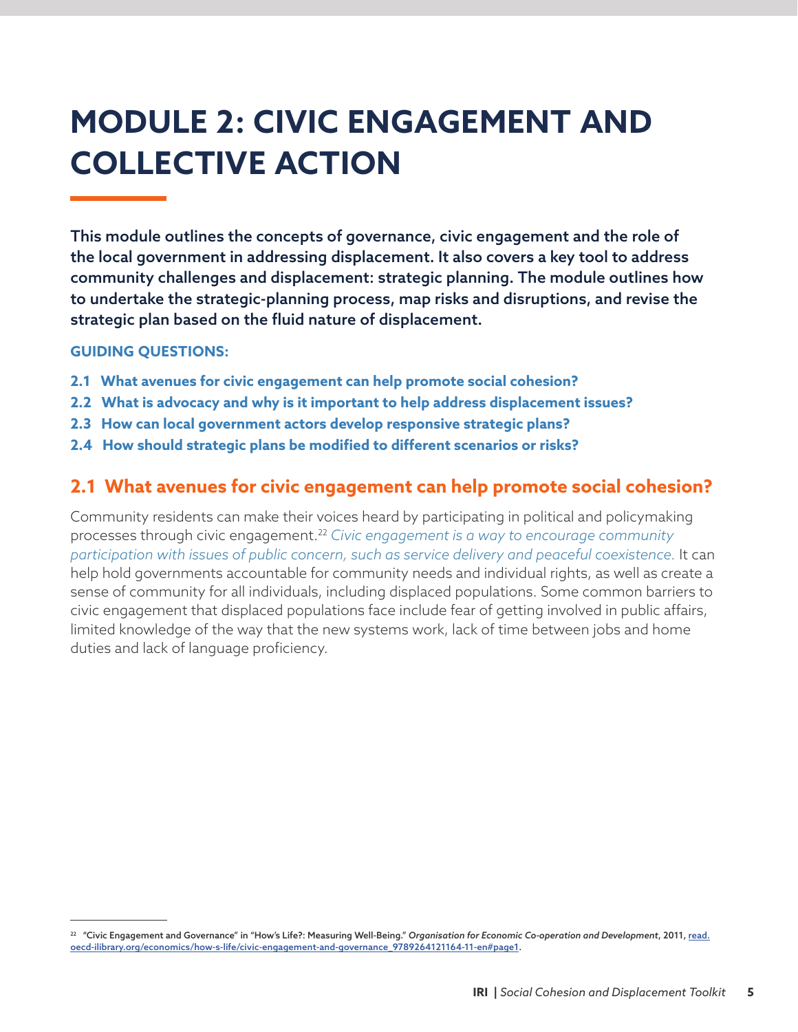# MODULE 2: CIVIC ENGAGEMENT AND COLLECTIVE ACTION

**This module outlines the concepts of governance, civic engagement and the role of the local government in addressing displacement. It also covers a key tool to address community challenges and displacement: strategic planning. The module outlines how to undertake the strategic-planning process, map risks and disruptions, and revise the strategic plan based on the fluid nature of displacement.**

**GUIDING QUESTIONS:**

- **2.1 What avenues for civic engagement can help promote social cohesion?**
- **2.2 What is advocacy and why is it important to help address displacement issues?**
- **2.3 How can local government actors develop responsive strategic plans?**
- **2.4 How should strategic plans be modified to different scenarios or risks?**

## 2.1 What avenues for civic engagement can help promote social cohesion?

Community residents can make their voices heard by participating in political and policymaking processes through civic engagement.[22] *Civic engagement is a way to encourage community participation with issues of public concern, such as service delivery and peaceful coexistence.* It can help hold governments accountable for community needs and individual rights, as well as create a sense of community for all individuals, including displaced populations. Some common barriers to civic engagement that displaced populations face include fear of getting involved in public affairs, limited knowledge of the way that the new systems work, lack of time between jobs and home duties and lack of language proficiency.

---

[22] "Civic Engagement and Governance" in "How's Life?: Measuring Well-Being." *Organisation for Economic Co-operation and Development*, 2011, read.oecd-ilibrary.org/economics/how-s-life/civic-engagement-and-governance_9789264121164-11-en#page1.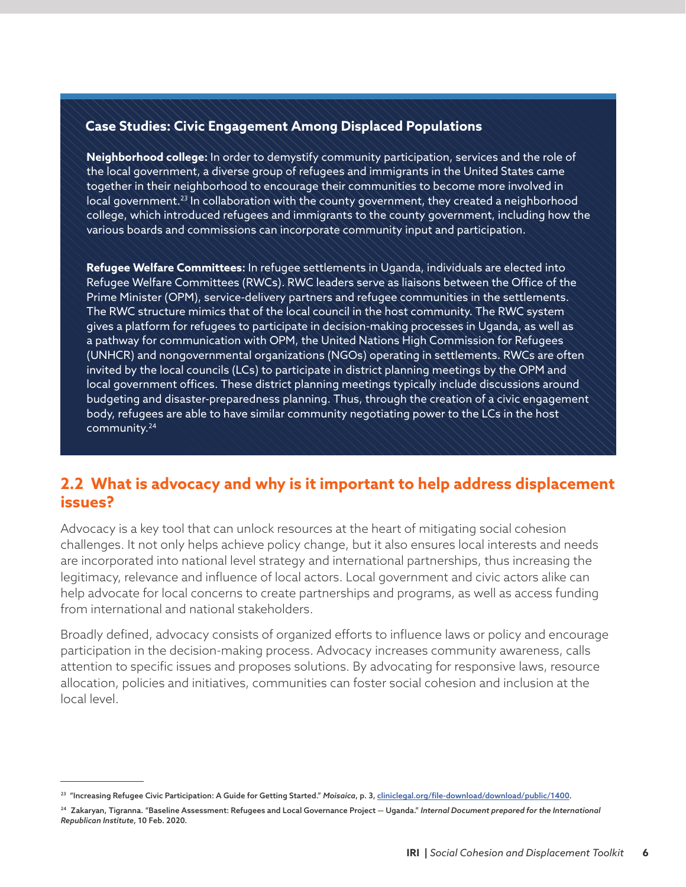### Case Studies: Civic Engagement Among Displaced Populations

**Neighborhood college:** In order to demystify community participation, services and the role of the local government, a diverse group of refugees and immigrants in the United States came together in their neighborhood to encourage their communities to become more involved in local government.[23] In collaboration with the county government, they created a neighborhood college, which introduced refugees and immigrants to the county government, including how the various boards and commissions can incorporate community input and participation.

**Refugee Welfare Committees:** In refugee settlements in Uganda, individuals are elected into Refugee Welfare Committees (RWCs). RWC leaders serve as liaisons between the Office of the Prime Minister (OPM), service-delivery partners and refugee communities in the settlements. The RWC structure mimics that of the local council in the host community. The RWC system gives a platform for refugees to participate in decision-making processes in Uganda, as well as a pathway for communication with OPM, the United Nations High Commission for Refugees (UNHCR) and nongovernmental organizations (NGOs) operating in settlements. RWCs are often invited by the local councils (LCs) to participate in district planning meetings by the OPM and local government offices. These district planning meetings typically include discussions around budgeting and disaster-preparedness planning. Thus, through the creation of a civic engagement body, refugees are able to have similar community negotiating power to the LCs in the host community.[24]

## 2.2 What is advocacy and why is it important to help address displacement issues?

Advocacy is a key tool that can unlock resources at the heart of mitigating social cohesion challenges. It not only helps achieve policy change, but it also ensures local interests and needs are incorporated into national level strategy and international partnerships, thus increasing the legitimacy, relevance and influence of local actors. Local government and civic actors alike can help advocate for local concerns to create partnerships and programs, as well as access funding from international and national stakeholders.

Broadly defined, advocacy consists of organized efforts to influence laws or policy and encourage participation in the decision-making process. Advocacy increases community awareness, calls attention to specific issues and proposes solutions. By advocating for responsive laws, resource allocation, policies and initiatives, communities can foster social cohesion and inclusion at the local level.

---

[23] "Increasing Refugee Civic Participation: A Guide for Getting Started." *Moisaica*, p. 3, cliniclegal.org/file-download/download/public/1400.

[24] Zakaryan, Tigranna. "Baseline Assessment: Refugees and Local Governance Project — Uganda." *Internal Document prepared for the International Republican Institute*, 10 Feb. 2020.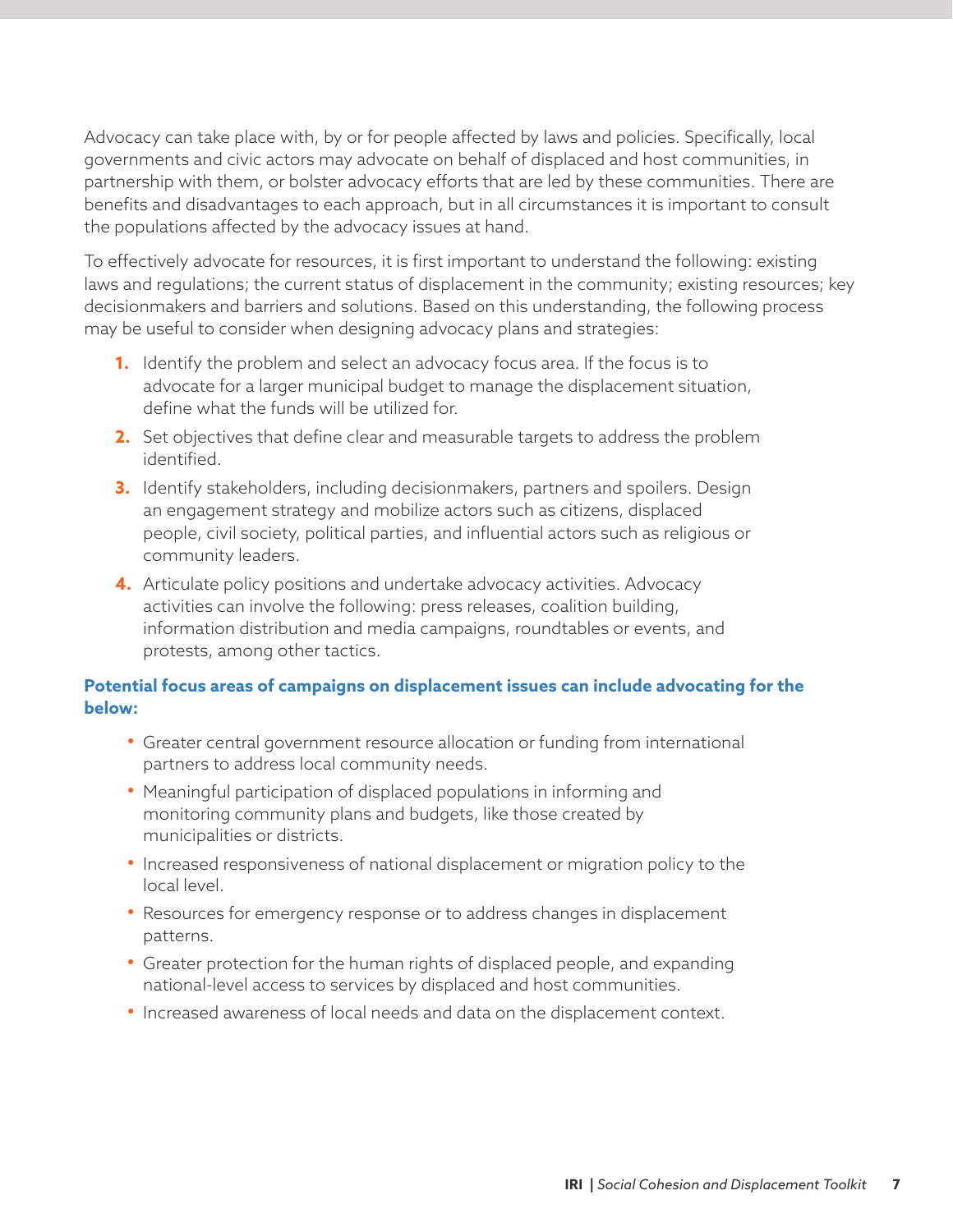Advocacy can take place with, by or for people affected by laws and policies. Specifically, local governments and civic actors may advocate on behalf of displaced and host communities, in partnership with them, or bolster advocacy efforts that are led by these communities. There are benefits and disadvantages to each approach, but in all circumstances it is important to consult the populations affected by the advocacy issues at hand.

To effectively advocate for resources, it is first important to understand the following: existing laws and regulations; the current status of displacement in the community; existing resources; key decisionmakers and barriers and solutions. Based on this understanding, the following process may be useful to consider when designing advocacy plans and strategies:

1. Identify the problem and select an advocacy focus area. If the focus is to advocate for a larger municipal budget to manage the displacement situation, define what the funds will be utilized for.
2. Set objectives that define clear and measurable targets to address the problem identified.
3. Identify stakeholders, including decisionmakers, partners and spoilers. Design an engagement strategy and mobilize actors such as citizens, displaced people, civil society, political parties, and influential actors such as religious or community leaders.
4. Articulate policy positions and undertake advocacy activities. Advocacy activities can involve the following: press releases, coalition building, information distribution and media campaigns, roundtables or events, and protests, among other tactics.

**Potential focus areas of campaigns on displacement issues can include advocating for the below:**

- Greater central government resource allocation or funding from international partners to address local community needs.
- Meaningful participation of displaced populations in informing and monitoring community plans and budgets, like those created by municipalities or districts.
- Increased responsiveness of national displacement or migration policy to the local level.
- Resources for emergency response or to address changes in displacement patterns.
- Greater protection for the human rights of displaced people, and expanding national-level access to services by displaced and host communities.
- Increased awareness of local needs and data on the displacement context.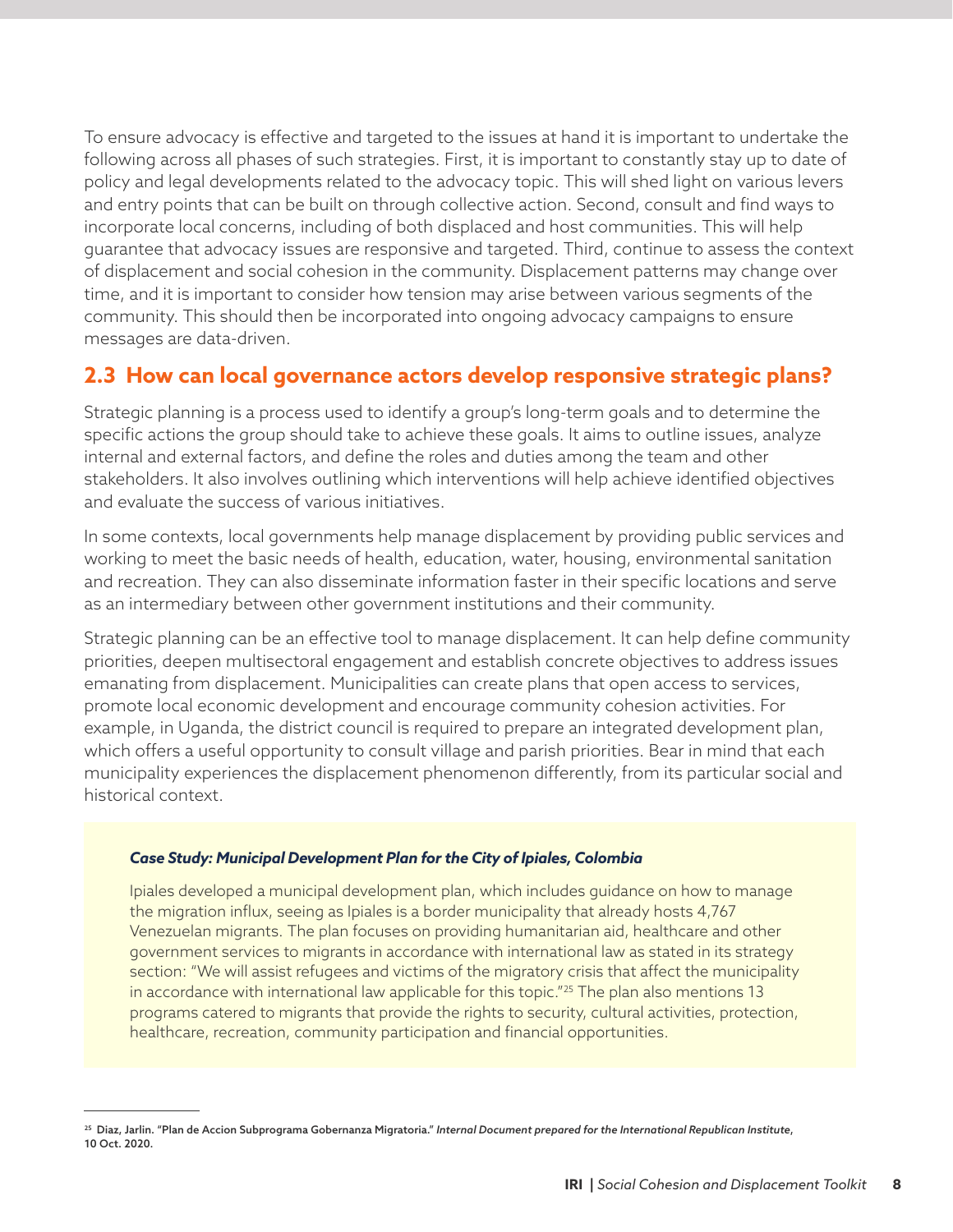To ensure advocacy is effective and targeted to the issues at hand it is important to undertake the following across all phases of such strategies. First, it is important to constantly stay up to date of policy and legal developments related to the advocacy topic. This will shed light on various levers and entry points that can be built on through collective action. Second, consult and find ways to incorporate local concerns, including of both displaced and host communities. This will help guarantee that advocacy issues are responsive and targeted. Third, continue to assess the context of displacement and social cohesion in the community. Displacement patterns may change over time, and it is important to consider how tension may arise between various segments of the community. This should then be incorporated into ongoing advocacy campaigns to ensure messages are data-driven.

## 2.3 How can local governance actors develop responsive strategic plans?

Strategic planning is a process used to identify a group's long-term goals and to determine the specific actions the group should take to achieve these goals. It aims to outline issues, analyze internal and external factors, and define the roles and duties among the team and other stakeholders. It also involves outlining which interventions will help achieve identified objectives and evaluate the success of various initiatives.

In some contexts, local governments help manage displacement by providing public services and working to meet the basic needs of health, education, water, housing, environmental sanitation and recreation. They can also disseminate information faster in their specific locations and serve as an intermediary between other government institutions and their community.

Strategic planning can be an effective tool to manage displacement. It can help define community priorities, deepen multisectoral engagement and establish concrete objectives to address issues emanating from displacement. Municipalities can create plans that open access to services, promote local economic development and encourage community cohesion activities. For example, in Uganda, the district council is required to prepare an integrated development plan, which offers a useful opportunity to consult village and parish priorities. Bear in mind that each municipality experiences the displacement phenomenon differently, from its particular social and historical context.

> ***Case Study: Municipal Development Plan for the City of Ipiales, Colombia***
>
> Ipiales developed a municipal development plan, which includes guidance on how to manage the migration influx, seeing as Ipiales is a border municipality that already hosts 4,767 Venezuelan migrants. The plan focuses on providing humanitarian aid, healthcare and other government services to migrants in accordance with international law as stated in its strategy section: "We will assist refugees and victims of the migratory crisis that affect the municipality in accordance with international law applicable for this topic."[25] The plan also mentions 13 programs catered to migrants that provide the rights to security, cultural activities, protection, healthcare, recreation, community participation and financial opportunities.

[25] Diaz, Jarlin. "Plan de Accion Subprograma Gobernanza Migratoria." *Internal Document prepared for the International Republican Institute*, 10 Oct. 2020.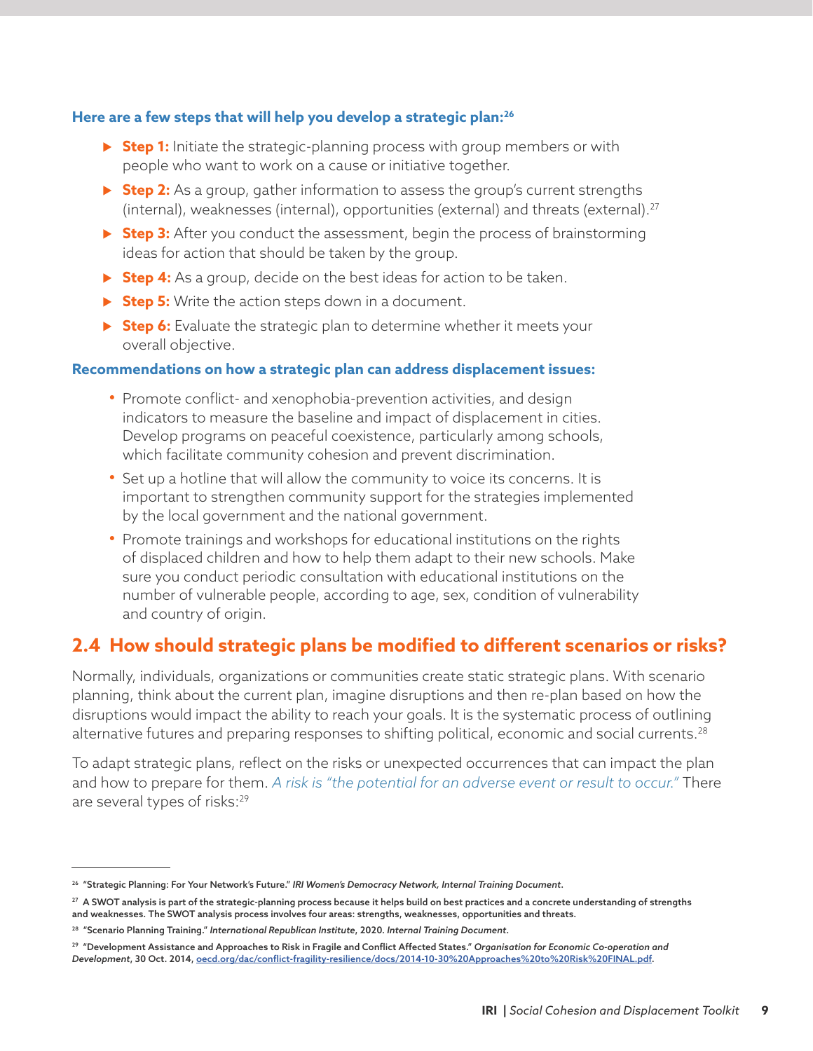**Here are a few steps that will help you develop a strategic plan:**[26]

- **Step 1:** Initiate the strategic-planning process with group members or with people who want to work on a cause or initiative together.
- **Step 2:** As a group, gather information to assess the group's current strengths (internal), weaknesses (internal), opportunities (external) and threats (external).[27]
- **Step 3:** After you conduct the assessment, begin the process of brainstorming ideas for action that should be taken by the group.
- **Step 4:** As a group, decide on the best ideas for action to be taken.
- **Step 5:** Write the action steps down in a document.
- **Step 6:** Evaluate the strategic plan to determine whether it meets your overall objective.

**Recommendations on how a strategic plan can address displacement issues:**

- Promote conflict- and xenophobia-prevention activities, and design indicators to measure the baseline and impact of displacement in cities. Develop programs on peaceful coexistence, particularly among schools, which facilitate community cohesion and prevent discrimination.
- Set up a hotline that will allow the community to voice its concerns. It is important to strengthen community support for the strategies implemented by the local government and the national government.
- Promote trainings and workshops for educational institutions on the rights of displaced children and how to help them adapt to their new schools. Make sure you conduct periodic consultation with educational institutions on the number of vulnerable people, according to age, sex, condition of vulnerability and country of origin.

## 2.4 How should strategic plans be modified to different scenarios or risks?

Normally, individuals, organizations or communities create static strategic plans. With scenario planning, think about the current plan, imagine disruptions and then re-plan based on how the disruptions would impact the ability to reach your goals. It is the systematic process of outlining alternative futures and preparing responses to shifting political, economic and social currents.[28]

To adapt strategic plans, reflect on the risks or unexpected occurrences that can impact the plan and how to prepare for them. *A risk is "the potential for an adverse event or result to occur."* There are several types of risks:[29]

---

[26] "Strategic Planning: For Your Network's Future." *IRI Women's Democracy Network, Internal Training Document*.

[27] A SWOT analysis is part of the strategic-planning process because it helps build on best practices and a concrete understanding of strengths and weaknesses. The SWOT analysis process involves four areas: strengths, weaknesses, opportunities and threats.

[28] "Scenario Planning Training." *International Republican Institute*, 2020. *Internal Training Document*.

[29] "Development Assistance and Approaches to Risk in Fragile and Conflict Affected States." *Organisation for Economic Co-operation and Development*, 30 Oct. 2014, oecd.org/dac/conflict-fragility-resilience/docs/2014-10-30%20Approaches%20to%20Risk%20FINAL.pdf.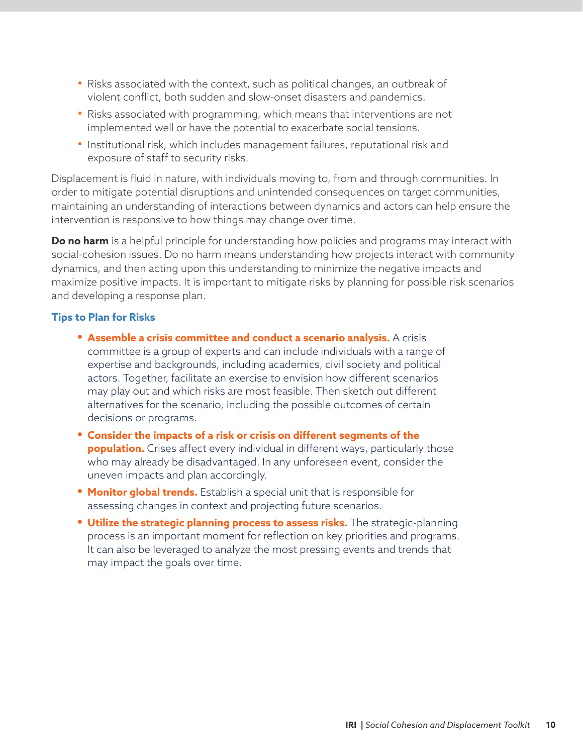- Risks associated with the context, such as political changes, an outbreak of violent conflict, both sudden and slow-onset disasters and pandemics.
- Risks associated with programming, which means that interventions are not implemented well or have the potential to exacerbate social tensions.
- Institutional risk, which includes management failures, reputational risk and exposure of staff to security risks.

Displacement is fluid in nature, with individuals moving to, from and through communities. In order to mitigate potential disruptions and unintended consequences on target communities, maintaining an understanding of interactions between dynamics and actors can help ensure the intervention is responsive to how things may change over time.

**Do no harm** is a helpful principle for understanding how policies and programs may interact with social-cohesion issues. Do no harm means understanding how projects interact with community dynamics, and then acting upon this understanding to minimize the negative impacts and maximize positive impacts. It is important to mitigate risks by planning for possible risk scenarios and developing a response plan.

### Tips to Plan for Risks

- **Assemble a crisis committee and conduct a scenario analysis.** A crisis committee is a group of experts and can include individuals with a range of expertise and backgrounds, including academics, civil society and political actors. Together, facilitate an exercise to envision how different scenarios may play out and which risks are most feasible. Then sketch out different alternatives for the scenario, including the possible outcomes of certain decisions or programs.
- **Consider the impacts of a risk or crisis on different segments of the population.** Crises affect every individual in different ways, particularly those who may already be disadvantaged. In any unforeseen event, consider the uneven impacts and plan accordingly.
- **Monitor global trends.** Establish a special unit that is responsible for assessing changes in context and projecting future scenarios.
- **Utilize the strategic planning process to assess risks.** The strategic-planning process is an important moment for reflection on key priorities and programs. It can also be leveraged to analyze the most pressing events and trends that may impact the goals over time.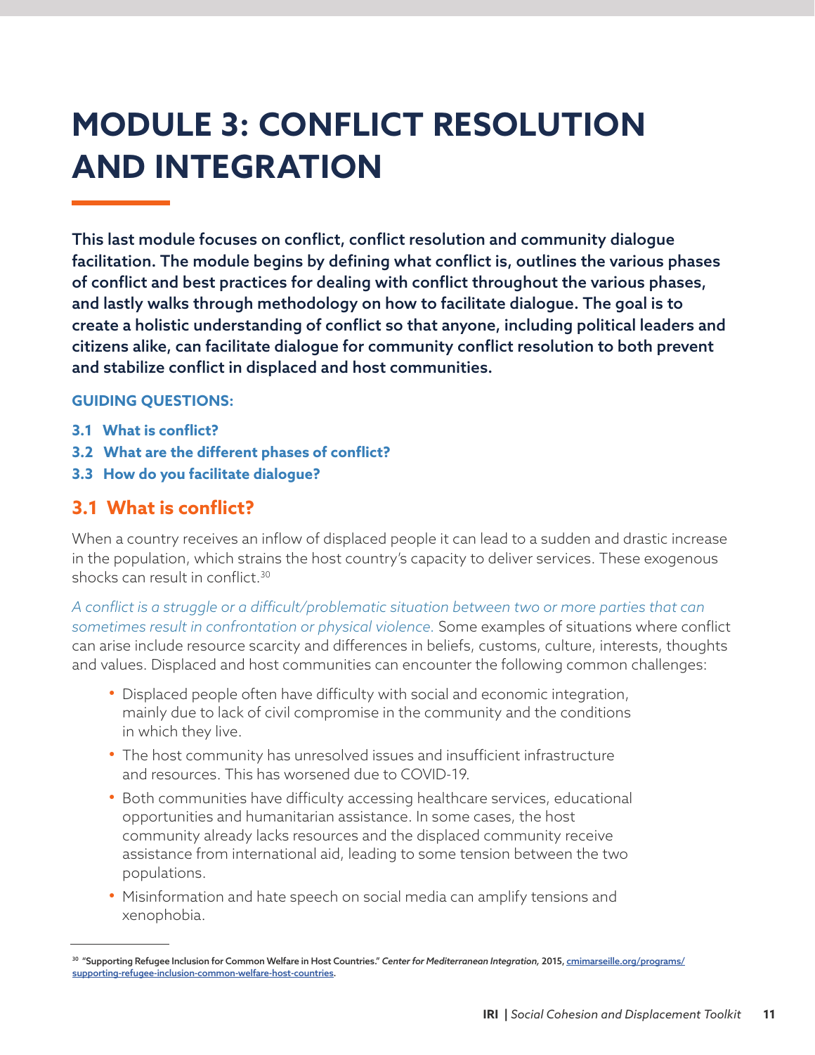# MODULE 3: CONFLICT RESOLUTION AND INTEGRATION

**This last module focuses on conflict, conflict resolution and community dialogue facilitation. The module begins by defining what conflict is, outlines the various phases of conflict and best practices for dealing with conflict throughout the various phases, and lastly walks through methodology on how to facilitate dialogue. The goal is to create a holistic understanding of conflict so that anyone, including political leaders and citizens alike, can facilitate dialogue for community conflict resolution to both prevent and stabilize conflict in displaced and host communities.**

**GUIDING QUESTIONS:**

- **3.1 What is conflict?**
- **3.2 What are the different phases of conflict?**
- **3.3 How do you facilitate dialogue?**

## 3.1 What is conflict?

When a country receives an inflow of displaced people it can lead to a sudden and drastic increase in the population, which strains the host country's capacity to deliver services. These exogenous shocks can result in conflict.[30]

*A conflict is a struggle or a difficult/problematic situation between two or more parties that can sometimes result in confrontation or physical violence.* Some examples of situations where conflict can arise include resource scarcity and differences in beliefs, customs, culture, interests, thoughts and values. Displaced and host communities can encounter the following common challenges:

- Displaced people often have difficulty with social and economic integration, mainly due to lack of civil compromise in the community and the conditions in which they live.
- The host community has unresolved issues and insufficient infrastructure and resources. This has worsened due to COVID-19.
- Both communities have difficulty accessing healthcare services, educational opportunities and humanitarian assistance. In some cases, the host community already lacks resources and the displaced community receive assistance from international aid, leading to some tension between the two populations.
- Misinformation and hate speech on social media can amplify tensions and xenophobia.

---

[30] "Supporting Refugee Inclusion for Common Welfare in Host Countries." *Center for Mediterranean Integration,* 2015, cmimarseille.org/programs/supporting-refugee-inclusion-common-welfare-host-countries.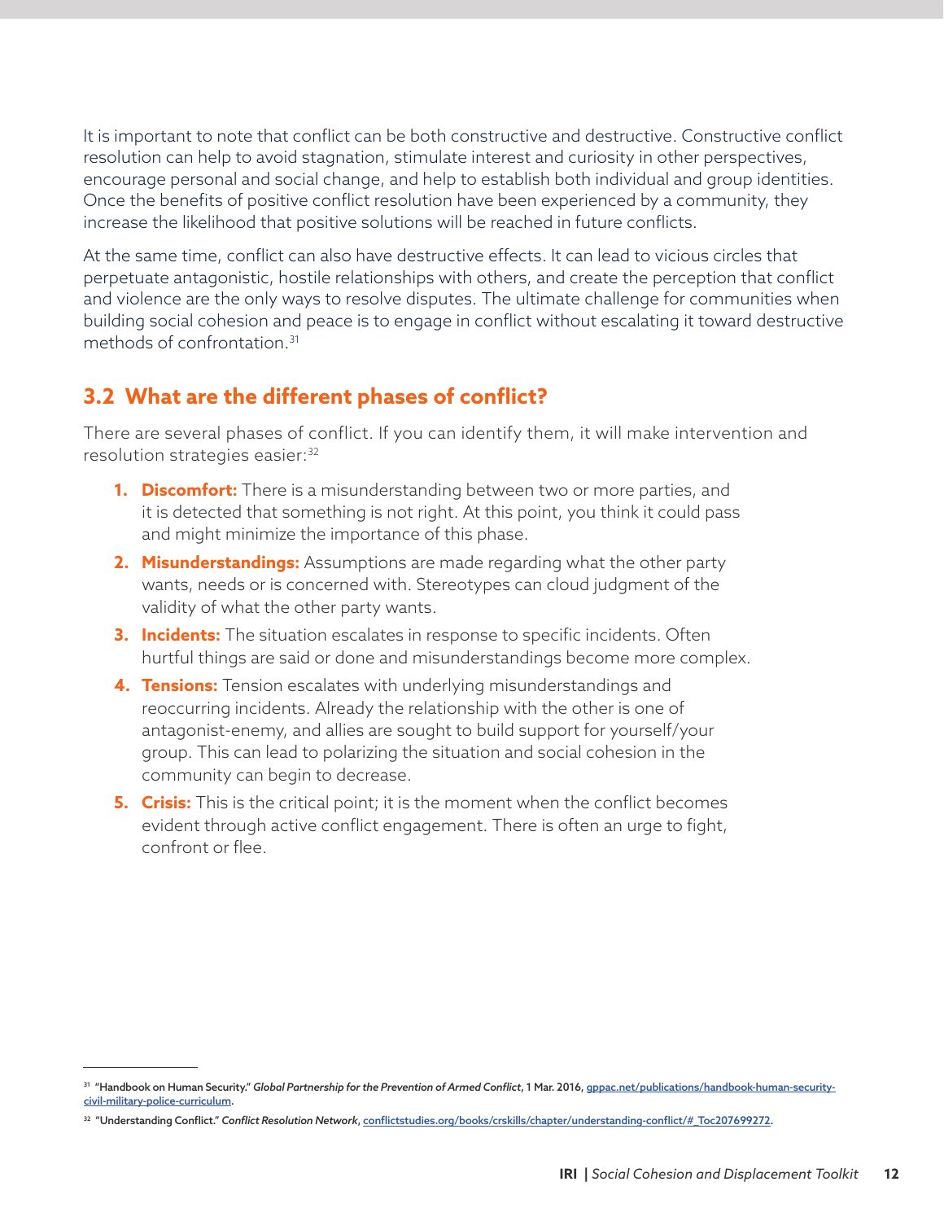It is important to note that conflict can be both constructive and destructive. Constructive conflict resolution can help to avoid stagnation, stimulate interest and curiosity in other perspectives, encourage personal and social change, and help to establish both individual and group identities. Once the benefits of positive conflict resolution have been experienced by a community, they increase the likelihood that positive solutions will be reached in future conflicts.

At the same time, conflict can also have destructive effects. It can lead to vicious circles that perpetuate antagonistic, hostile relationships with others, and create the perception that conflict and violence are the only ways to resolve disputes. The ultimate challenge for communities when building social cohesion and peace is to engage in conflict without escalating it toward destructive methods of confrontation.[31]

## 3.2 What are the different phases of conflict?

There are several phases of conflict. If you can identify them, it will make intervention and resolution strategies easier:[32]

1. **Discomfort:** There is a misunderstanding between two or more parties, and it is detected that something is not right. At this point, you think it could pass and might minimize the importance of this phase.
2. **Misunderstandings:** Assumptions are made regarding what the other party wants, needs or is concerned with. Stereotypes can cloud judgment of the validity of what the other party wants.
3. **Incidents:** The situation escalates in response to specific incidents. Often hurtful things are said or done and misunderstandings become more complex.
4. **Tensions:** Tension escalates with underlying misunderstandings and reoccurring incidents. Already the relationship with the other is one of antagonist-enemy, and allies are sought to build support for yourself/your group. This can lead to polarizing the situation and social cohesion in the community can begin to decrease.
5. **Crisis:** This is the critical point; it is the moment when the conflict becomes evident through active conflict engagement. There is often an urge to fight, confront or flee.

---

[31] "Handbook on Human Security." *Global Partnership for the Prevention of Armed Conflict*, 1 Mar. 2016, gppac.net/publications/handbook-human-security-civil-military-police-curriculum.

[32] "Understanding Conflict." *Conflict Resolution Network*, conflictstudies.org/books/crskills/chapter/understanding-conflict/#_Toc207699272.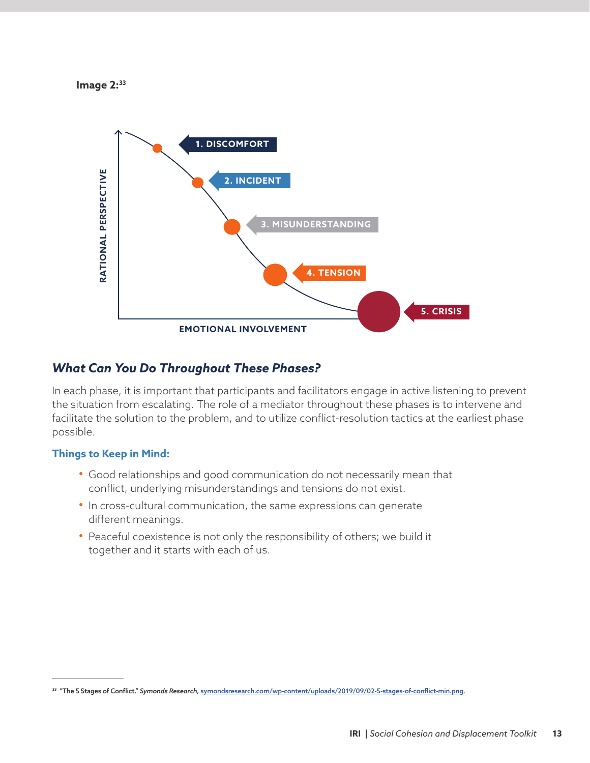**Image 2:**[33]

RATIONAL PERSPECTIVE

1. DISCOMFORT

2. INCIDENT

3. MISUNDERSTANDING

4. TENSION

5. CRISIS

EMOTIONAL INVOLVEMENT

### *What Can You Do Throughout These Phases?*

In each phase, it is important that participants and facilitators engage in active listening to prevent the situation from escalating. The role of a mediator throughout these phases is to intervene and facilitate the solution to the problem, and to utilize conflict-resolution tactics at the earliest phase possible.

#### Things to Keep in Mind:

- Good relationships and good communication do not necessarily mean that conflict, underlying misunderstandings and tensions do not exist.
- In cross-cultural communication, the same expressions can generate different meanings.
- Peaceful coexistence is not only the responsibility of others; we build it together and it starts with each of us.

---

[33] "The 5 Stages of Conflict." *Symonds Research*, symondsresearch.com/wp-content/uploads/2019/09/02-5-stages-of-conflict-min.png.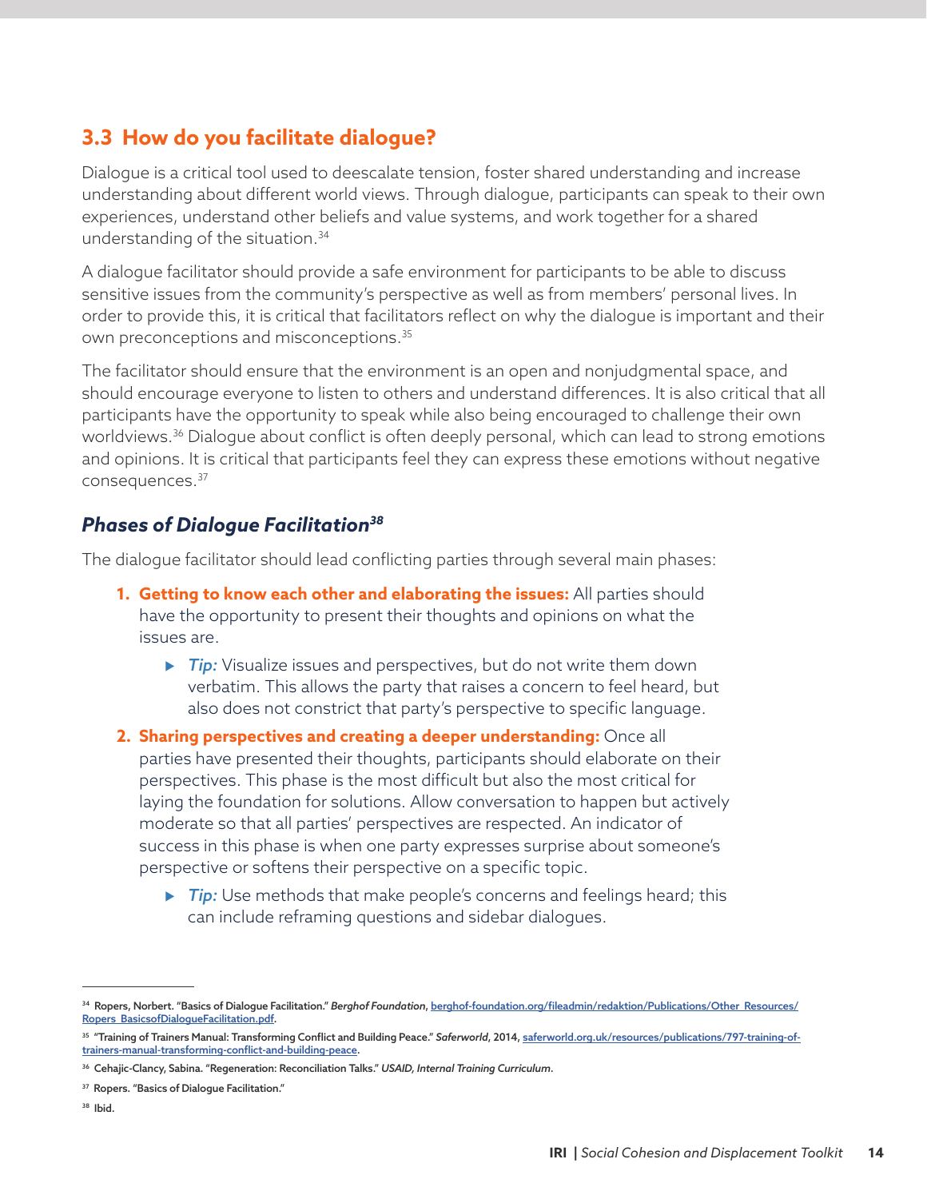## 3.3 How do you facilitate dialogue?

Dialogue is a critical tool used to deescalate tension, foster shared understanding and increase understanding about different world views. Through dialogue, participants can speak to their own experiences, understand other beliefs and value systems, and work together for a shared understanding of the situation.[34]

A dialogue facilitator should provide a safe environment for participants to be able to discuss sensitive issues from the community's perspective as well as from members' personal lives. In order to provide this, it is critical that facilitators reflect on why the dialogue is important and their own preconceptions and misconceptions.[35]

The facilitator should ensure that the environment is an open and nonjudgmental space, and should encourage everyone to listen to others and understand differences. It is also critical that all participants have the opportunity to speak while also being encouraged to challenge their own worldviews.[36] Dialogue about conflict is often deeply personal, which can lead to strong emotions and opinions. It is critical that participants feel they can express these emotions without negative consequences.[37]

### *Phases of Dialogue Facilitation[38]*

The dialogue facilitator should lead conflicting parties through several main phases:

1. **Getting to know each other and elaborating the issues:** All parties should have the opportunity to present their thoughts and opinions on what the issues are.
    - *Tip:* Visualize issues and perspectives, but do not write them down verbatim. This allows the party that raises a concern to feel heard, but also does not constrict that party's perspective to specific language.
2. **Sharing perspectives and creating a deeper understanding:** Once all parties have presented their thoughts, participants should elaborate on their perspectives. This phase is the most difficult but also the most critical for laying the foundation for solutions. Allow conversation to happen but actively moderate so that all parties' perspectives are respected. An indicator of success in this phase is when one party expresses surprise about someone's perspective or softens their perspective on a specific topic.
    - *Tip:* Use methods that make people's concerns and feelings heard; this can include reframing questions and sidebar dialogues.

---

[34] Ropers, Norbert. "Basics of Dialogue Facilitation." *Berghof Foundation*, berghof-foundation.org/fileadmin/redaktion/Publications/Other_Resources/Ropers_BasicsofDialogueFacilitation.pdf.

[35] "Training of Trainers Manual: Transforming Conflict and Building Peace." *Saferworld*, 2014, saferworld.org.uk/resources/publications/797-training-of-trainers-manual-transforming-conflict-and-building-peace.

[36] Cehajic-Clancy, Sabina. "Regeneration: Reconciliation Talks." *USAID, Internal Training Curriculum*.

[37] Ropers. "Basics of Dialogue Facilitation."

[38] Ibid.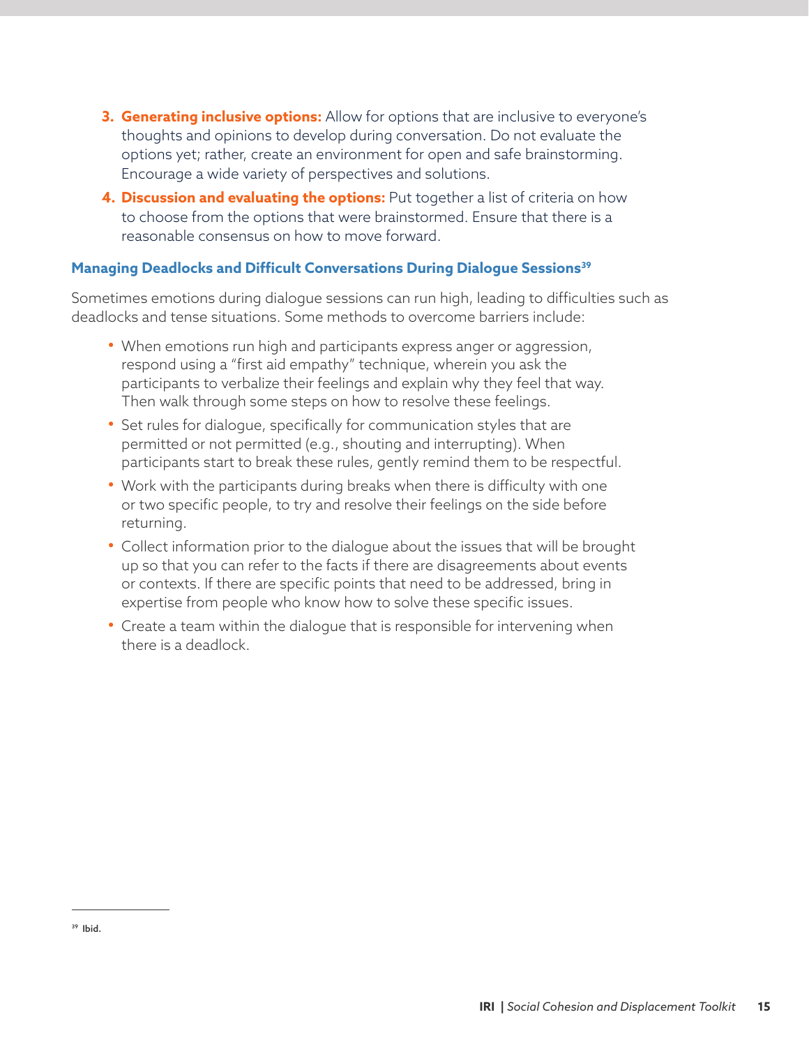3. **Generating inclusive options:** Allow for options that are inclusive to everyone's thoughts and opinions to develop during conversation. Do not evaluate the options yet; rather, create an environment for open and safe brainstorming. Encourage a wide variety of perspectives and solutions.
4. **Discussion and evaluating the options:** Put together a list of criteria on how to choose from the options that were brainstormed. Ensure that there is a reasonable consensus on how to move forward.

### Managing Deadlocks and Difficult Conversations During Dialogue Sessions[39]

Sometimes emotions during dialogue sessions can run high, leading to difficulties such as deadlocks and tense situations. Some methods to overcome barriers include:

- When emotions run high and participants express anger or aggression, respond using a "first aid empathy" technique, wherein you ask the participants to verbalize their feelings and explain why they feel that way. Then walk through some steps on how to resolve these feelings.
- Set rules for dialogue, specifically for communication styles that are permitted or not permitted (e.g., shouting and interrupting). When participants start to break these rules, gently remind them to be respectful.
- Work with the participants during breaks when there is difficulty with one or two specific people, to try and resolve their feelings on the side before returning.
- Collect information prior to the dialogue about the issues that will be brought up so that you can refer to the facts if there are disagreements about events or contexts. If there are specific points that need to be addressed, bring in expertise from people who know how to solve these specific issues.
- Create a team within the dialogue that is responsible for intervening when there is a deadlock.

---

[39] Ibid.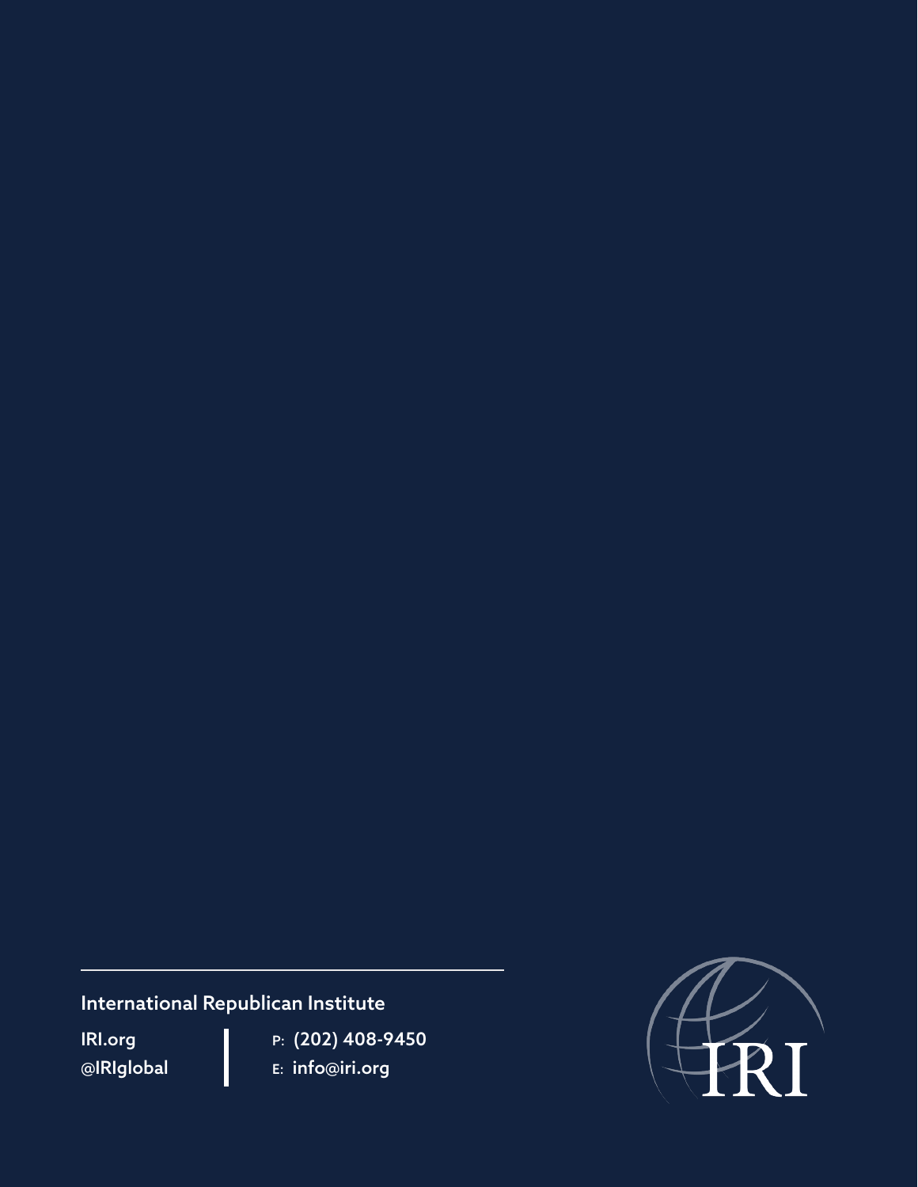International Republican Institute

IRI.org
@IRIglobal

P: (202) 408-9450
E: info@iri.org

IRI